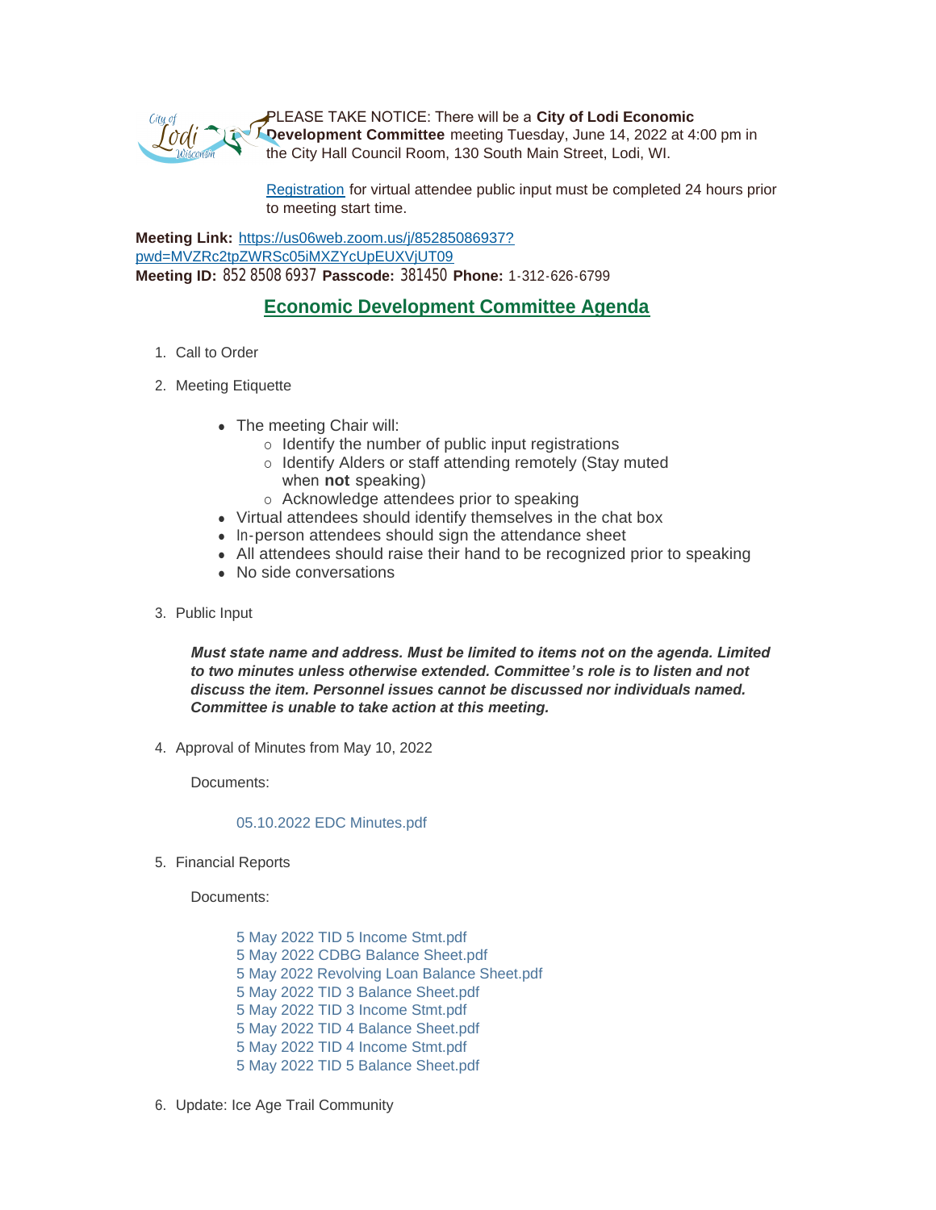PLEASE TAKE NOTICE: There will be a **City of Lodi Economic Development Committee** meeting Tuesday, June 14, 2022 at 4:00 pm in the City Hall Council Room, 130 South Main Street, Lodi, WI.

Registration for virtual attendee public input must be completed 24 hours prior to meeting start time.

**Meeting Link:** https://us06web.zoom.us/j/85285086937?pwd=MVZRc2tpZWRSc05iMXZYcUpEUXVjUT09
**Meeting ID:** 852 8508 6937 **Passcode:** 381450 **Phone:** 1-312-626-6799

## Economic Development Committee Agenda

1. Call to Order
2. Meeting Etiquette
   - The meeting Chair will:
     - Identify the number of public input registrations
     - Identify Alders or staff attending remotely (Stay muted when **not** speaking)
     - Acknowledge attendees prior to speaking
   - Virtual attendees should identify themselves in the chat box
   - In-person attendees should sign the attendance sheet
   - All attendees should raise their hand to be recognized prior to speaking
   - No side conversations
3. Public Input

   ***Must state name and address. Must be limited to items not on the agenda. Limited to two minutes unless otherwise extended. Committee's role is to listen and not discuss the item. Personnel issues cannot be discussed nor individuals named. Committee is unable to take action at this meeting.***

4. Approval of Minutes from May 10, 2022

   Documents:

   05.10.2022 EDC Minutes.pdf

5. Financial Reports

   Documents:

   5 May 2022 TID 5 Income Stmt.pdf
   5 May 2022 CDBG Balance Sheet.pdf
   5 May 2022 Revolving Loan Balance Sheet.pdf
   5 May 2022 TID 3 Balance Sheet.pdf
   5 May 2022 TID 3 Income Stmt.pdf
   5 May 2022 TID 4 Balance Sheet.pdf
   5 May 2022 TID 4 Income Stmt.pdf
   5 May 2022 TID 5 Balance Sheet.pdf

6. Update: Ice Age Trail Community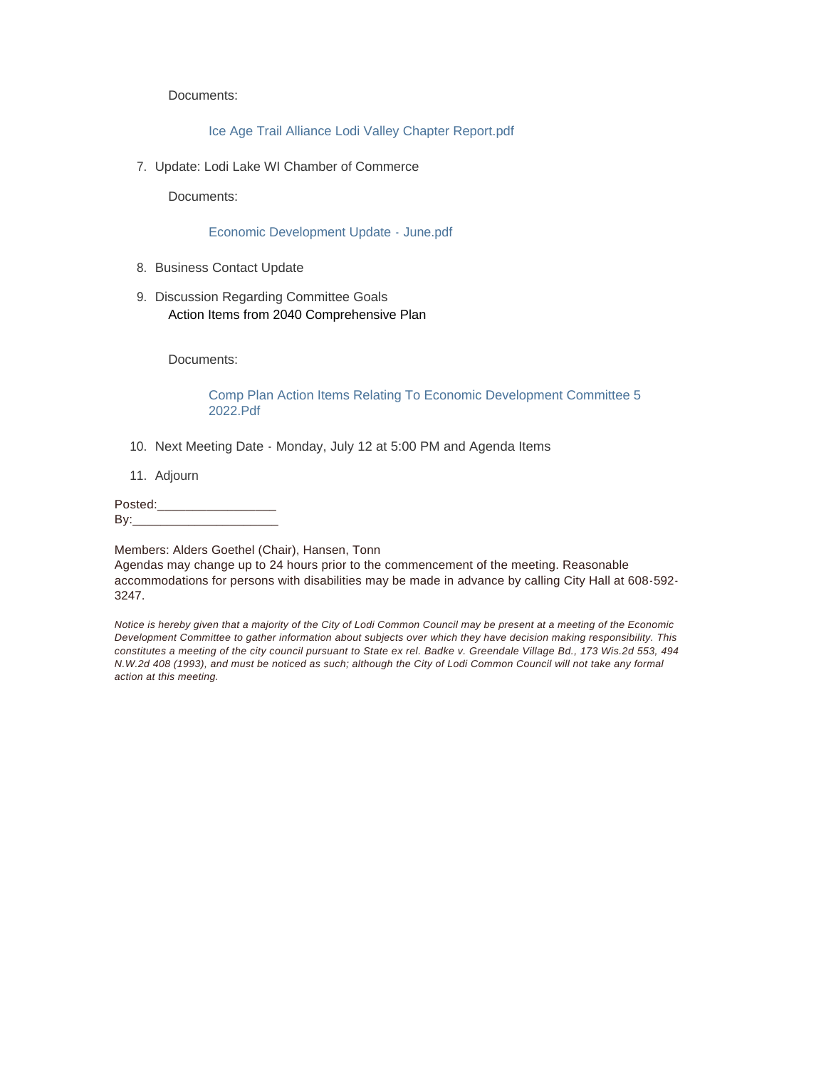Documents:

Ice Age Trail Alliance Lodi Valley Chapter Report.pdf

7. Update: Lodi Lake WI Chamber of Commerce

   Documents:

   Economic Development Update - June.pdf

8. Business Contact Update

9. Discussion Regarding Committee Goals
   Action Items from 2040 Comprehensive Plan

   Documents:

   Comp Plan Action Items Relating To Economic Development Committee 5 2022.Pdf

10. Next Meeting Date - Monday, July 12 at 5:00 PM and Agenda Items

11. Adjourn

Posted:_________________
By:_____________________

Members: Alders Goethel (Chair), Hansen, Tonn
Agendas may change up to 24 hours prior to the commencement of the meeting. Reasonable accommodations for persons with disabilities may be made in advance by calling City Hall at 608-592-3247.

*Notice is hereby given that a majority of the City of Lodi Common Council may be present at a meeting of the Economic Development Committee to gather information about subjects over which they have decision making responsibility. This constitutes a meeting of the city council pursuant to State ex rel. Badke v. Greendale Village Bd., 173 Wis.2d 553, 494 N.W.2d 408 (1993), and must be noticed as such; although the City of Lodi Common Council will not take any formal action at this meeting.*